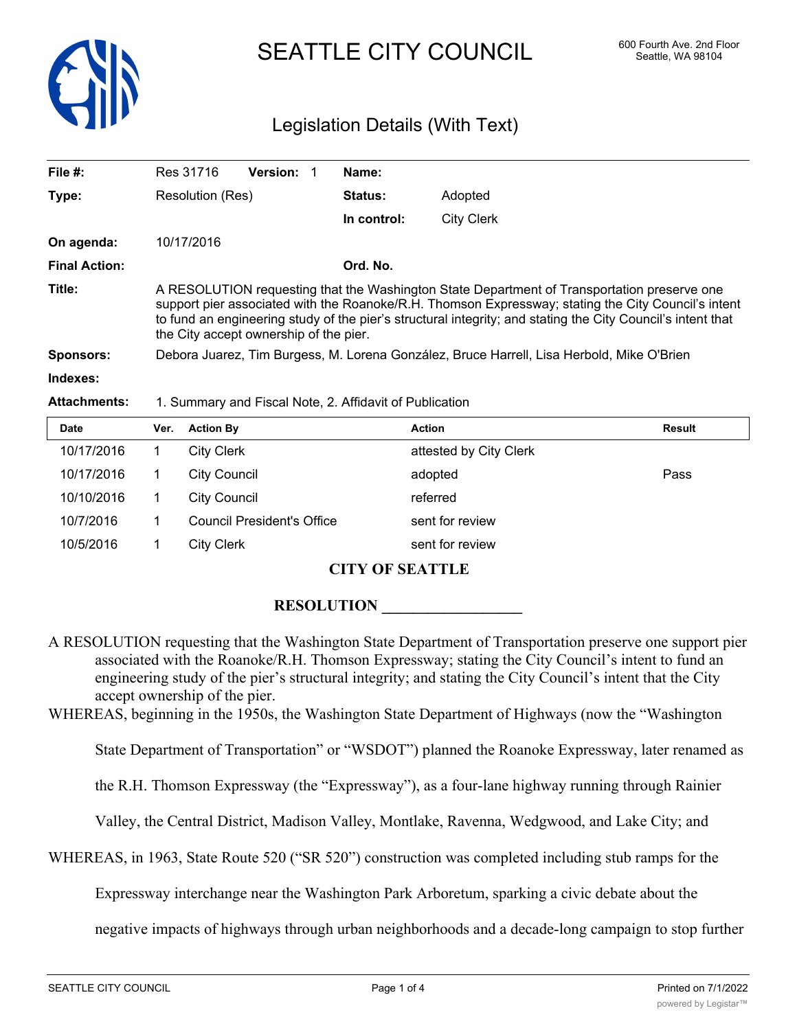# SEATTLE CITY COUNCIL

600 Fourth Ave. 2nd Floor
Seattle, WA 98104

## Legislation Details (With Text)

| | | | |
|---|---|---|---|
| **File #:** | Res 31716 **Version:** 1 | **Name:** | |
| **Type:** | Resolution (Res) | **Status:** | Adopted |
| | | **In control:** | City Clerk |
| **On agenda:** | 10/17/2016 | | |
| **Final Action:** | | **Ord. No.** | |

**Title:** A RESOLUTION requesting that the Washington State Department of Transportation preserve one support pier associated with the Roanoke/R.H. Thomson Expressway; stating the City Council's intent to fund an engineering study of the pier's structural integrity; and stating the City Council's intent that the City accept ownership of the pier.

**Sponsors:** Debora Juarez, Tim Burgess, M. Lorena González, Bruce Harrell, Lisa Herbold, Mike O'Brien

**Indexes:**

**Attachments:** 1. Summary and Fiscal Note, 2. Affidavit of Publication

| Date | Ver. | Action By | Action | Result |
|---|---|---|---|---|
| 10/17/2016 | 1 | City Clerk | attested by City Clerk | |
| 10/17/2016 | 1 | City Council | adopted | Pass |
| 10/10/2016 | 1 | City Council | referred | |
| 10/7/2016 | 1 | Council President's Office | sent for review | |
| 10/5/2016 | 1 | City Clerk | sent for review | |

**CITY OF SEATTLE**

**RESOLUTION __________________**

A RESOLUTION requesting that the Washington State Department of Transportation preserve one support pier associated with the Roanoke/R.H. Thomson Expressway; stating the City Council's intent to fund an engineering study of the pier's structural integrity; and stating the City Council's intent that the City accept ownership of the pier.

WHEREAS, beginning in the 1950s, the Washington State Department of Highways (now the "Washington State Department of Transportation" or "WSDOT") planned the Roanoke Expressway, later renamed as the R.H. Thomson Expressway (the "Expressway"), as a four-lane highway running through Rainier Valley, the Central District, Madison Valley, Montlake, Ravenna, Wedgwood, and Lake City; and

WHEREAS, in 1963, State Route 520 ("SR 520") construction was completed including stub ramps for the Expressway interchange near the Washington Park Arboretum, sparking a civic debate about the negative impacts of highways through urban neighborhoods and a decade-long campaign to stop further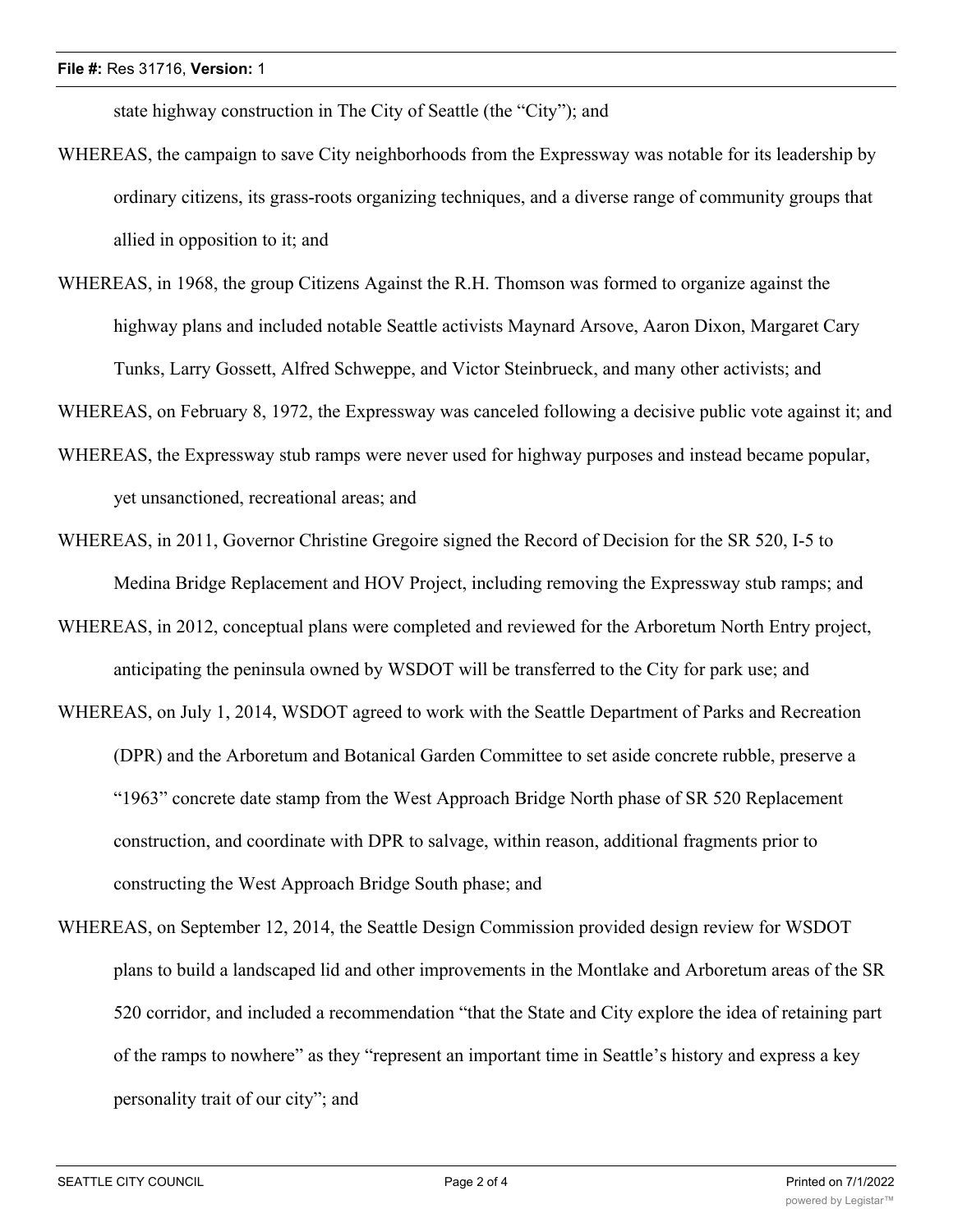state highway construction in The City of Seattle (the “City”); and

WHEREAS, the campaign to save City neighborhoods from the Expressway was notable for its leadership by ordinary citizens, its grass-roots organizing techniques, and a diverse range of community groups that allied in opposition to it; and

WHEREAS, in 1968, the group Citizens Against the R.H. Thomson was formed to organize against the highway plans and included notable Seattle activists Maynard Arsove, Aaron Dixon, Margaret Cary Tunks, Larry Gossett, Alfred Schweppe, and Victor Steinbrueck, and many other activists; and

WHEREAS, on February 8, 1972, the Expressway was canceled following a decisive public vote against it; and

WHEREAS, the Expressway stub ramps were never used for highway purposes and instead became popular, yet unsanctioned, recreational areas; and

WHEREAS, in 2011, Governor Christine Gregoire signed the Record of Decision for the SR 520, I-5 to Medina Bridge Replacement and HOV Project, including removing the Expressway stub ramps; and

WHEREAS, in 2012, conceptual plans were completed and reviewed for the Arboretum North Entry project, anticipating the peninsula owned by WSDOT will be transferred to the City for park use; and

WHEREAS, on July 1, 2014, WSDOT agreed to work with the Seattle Department of Parks and Recreation (DPR) and the Arboretum and Botanical Garden Committee to set aside concrete rubble, preserve a “1963” concrete date stamp from the West Approach Bridge North phase of SR 520 Replacement construction, and coordinate with DPR to salvage, within reason, additional fragments prior to constructing the West Approach Bridge South phase; and

WHEREAS, on September 12, 2014, the Seattle Design Commission provided design review for WSDOT plans to build a landscaped lid and other improvements in the Montlake and Arboretum areas of the SR 520 corridor, and included a recommendation “that the State and City explore the idea of retaining part of the ramps to nowhere” as they “represent an important time in Seattle’s history and express a key personality trait of our city”; and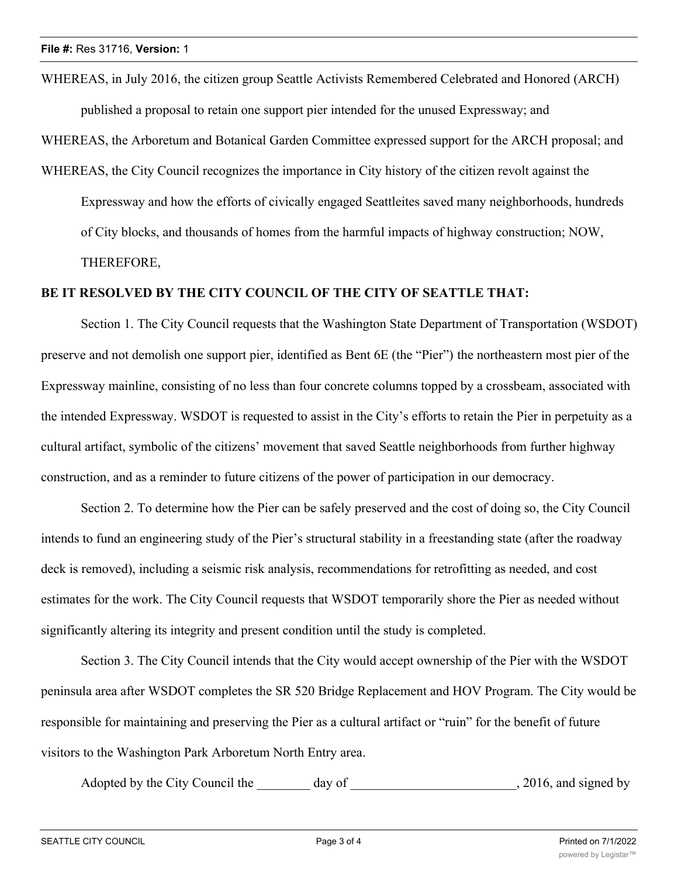WHEREAS, in July 2016, the citizen group Seattle Activists Remembered Celebrated and Honored (ARCH) published a proposal to retain one support pier intended for the unused Expressway; and

WHEREAS, the Arboretum and Botanical Garden Committee expressed support for the ARCH proposal; and

WHEREAS, the City Council recognizes the importance in City history of the citizen revolt against the Expressway and how the efforts of civically engaged Seattleites saved many neighborhoods, hundreds of City blocks, and thousands of homes from the harmful impacts of highway construction; NOW, THEREFORE,

**BE IT RESOLVED BY THE CITY COUNCIL OF THE CITY OF SEATTLE THAT:**

Section 1. The City Council requests that the Washington State Department of Transportation (WSDOT) preserve and not demolish one support pier, identified as Bent 6E (the "Pier") the northeastern most pier of the Expressway mainline, consisting of no less than four concrete columns topped by a crossbeam, associated with the intended Expressway. WSDOT is requested to assist in the City's efforts to retain the Pier in perpetuity as a cultural artifact, symbolic of the citizens' movement that saved Seattle neighborhoods from further highway construction, and as a reminder to future citizens of the power of participation in our democracy.

Section 2. To determine how the Pier can be safely preserved and the cost of doing so, the City Council intends to fund an engineering study of the Pier's structural stability in a freestanding state (after the roadway deck is removed), including a seismic risk analysis, recommendations for retrofitting as needed, and cost estimates for the work. The City Council requests that WSDOT temporarily shore the Pier as needed without significantly altering its integrity and present condition until the study is completed.

Section 3. The City Council intends that the City would accept ownership of the Pier with the WSDOT peninsula area after WSDOT completes the SR 520 Bridge Replacement and HOV Program. The City would be responsible for maintaining and preserving the Pier as a cultural artifact or "ruin" for the benefit of future visitors to the Washington Park Arboretum North Entry area.

Adopted by the City Council the ________ day of _________________________, 2016, and signed by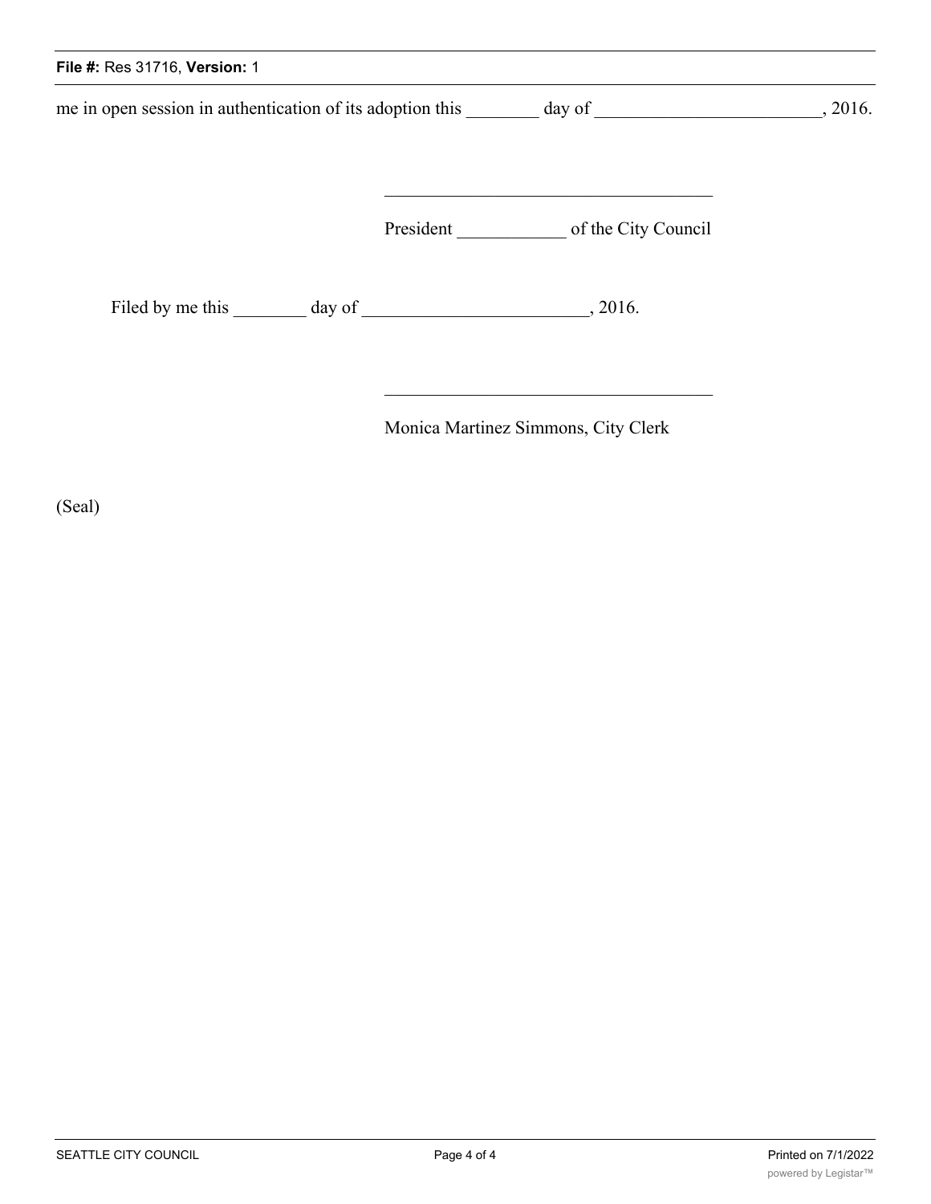me in open session in authentication of its adoption this ________ day of _________________________, 2016.

____________________________________

President ____________ of the City Council

Filed by me this ________ day of _________________________, 2016.

____________________________________

Monica Martinez Simmons, City Clerk

(Seal)